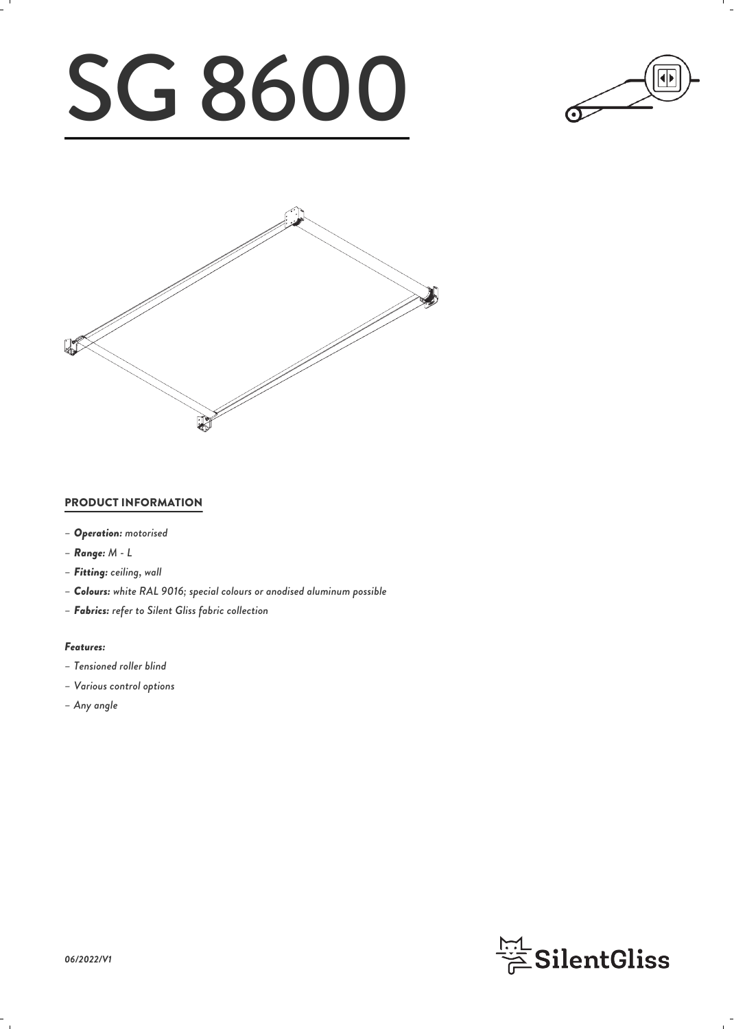# SG 8600

## PRODUCT INFORMATION

- ***Operation:*** *motorised*
- ***Range:*** *M - L*
- ***Fitting:*** *ceiling, wall*
- ***Colours:*** *white RAL 9016; special colours or anodised aluminum possible*
- ***Fabrics:*** *refer to Silent Gliss fabric collection*

***Features:***

- *Tensioned roller blind*
- *Various control options*
- *Any angle*

*06/2022/V1*

SilentGliss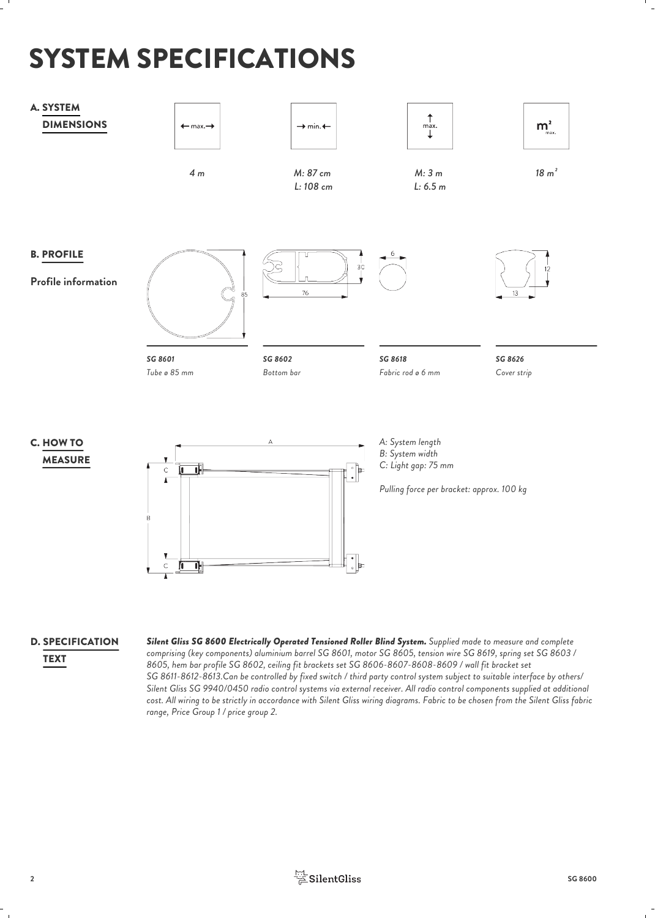# SYSTEM SPECIFICATIONS

## A. SYSTEM DIMENSIONS

| ← max. → | → min. ← | ↕ max. | $m^2$ max. |
| --- | --- | --- | --- |
| *4 m* | *M: 87 cm*<br>*L: 108 cm* | *M: 3 m*<br>*L: 6.5 m* | *18 $m^2$* |

## B. PROFILE

**Profile information**

| SG 8601 | SG 8602 | SG 8618 | SG 8626 |
| --- | --- | --- | --- |
| *Tube ø 85 mm* | *Bottom bar* | *Fabric rod ø 6 mm* | *Cover strip* |

## C. HOW TO MEASURE

*A: System length*
*B: System width*
*C: Light gap: 75 mm*

*Pulling force per bracket: approx. 100 kg*

## D. SPECIFICATION TEXT

***Silent Gliss SG 8600 Electrically Operated Tensioned Roller Blind System.*** *Supplied made to measure and complete comprising (key components) aluminium barrel SG 8601, motor SG 8605, tension wire SG 8619, spring set SG 8603 / 8605, hem bar profile SG 8602, ceiling fit brackets set SG 8606-8607-8608-8609 / wall fit bracket set SG 8611-8612-8613.Can be controlled by fixed switch / third party control system subject to suitable interface by others/ Silent Gliss SG 9940/0450 radio control systems via external receiver. All radio control components supplied at additional cost. All wiring to be strictly in accordance with Silent Gliss wiring diagrams. Fabric to be chosen from the Silent Gliss fabric range, Price Group 1 / price group 2.*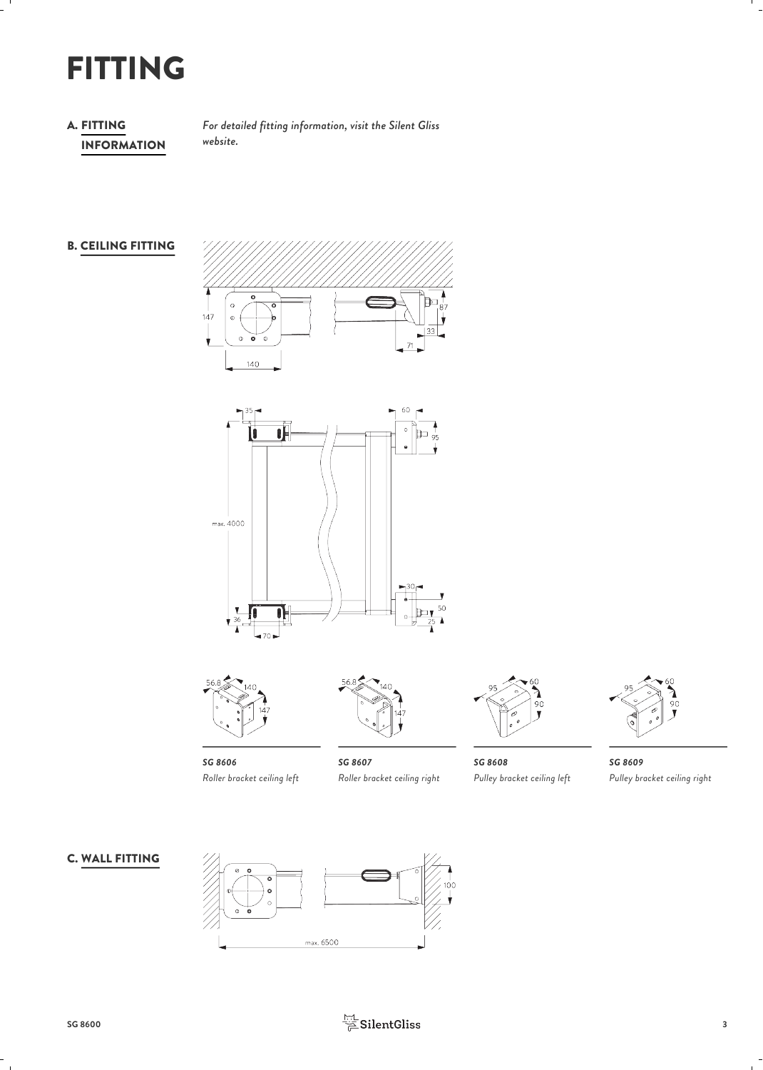# FITTING

## A. FITTING INFORMATION

*For detailed fitting information, visit the Silent Gliss website.*

## B. CEILING FITTING

***SG 8606***
*Roller bracket ceiling left*

***SG 8607***
*Roller bracket ceiling right*

***SG 8608***
*Pulley bracket ceiling left*

***SG 8609***
*Pulley bracket ceiling right*

## C. WALL FITTING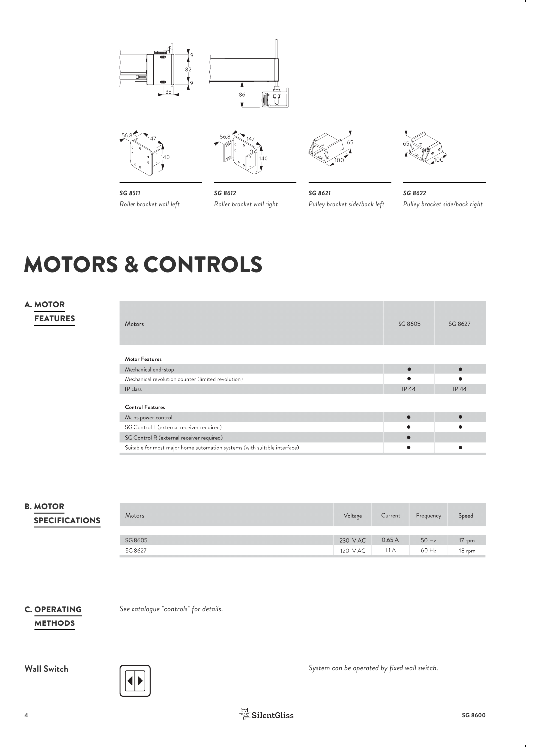**SG 8611**
*Roller bracket wall left*

**SG 8612**
*Roller bracket wall right*

**SG 8621**
*Pulley bracket side/back left*

**SG 8622**
*Pulley bracket side/back right*

# MOTORS & CONTROLS

## A. MOTOR FEATURES

| Motors | SG 8605 | SG 8627 |
|---|---|---|
| **Motor Features** | | |
| Mechanical end-stop | ● | ● |
| Mechanical revolution counter (limited revolution) | ● | ● |
| IP class | IP 44 | IP 44 |
| **Control Features** | | |
| Mains power control | ● | ● |
| SG Control L (external receiver required) | ● | ● |
| SG Control R (external receiver required) | ● | |
| Suitable for most major home automation systems (with suitable interface) | ● | ● |

## B. MOTOR SPECIFICATIONS

| Motors | Voltage | Current | Frequency | Speed |
|---|---|---|---|---|
| SG 8605 | 230 V AC | 0.65 A | 50 Hz | 17 rpm |
| SG 8627 | 120 V AC | 1.1 A | 60 Hz | 18 rpm |

## C. OPERATING METHODS

*See catalogue "controls" for details.*

### Wall Switch

*System can be operated by fixed wall switch.*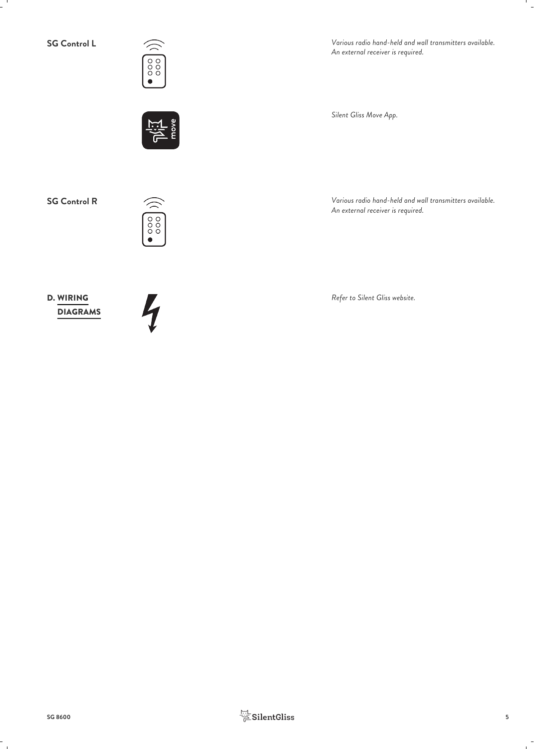**SG Control L**

*Various radio hand-held and wall transmitters available. An external receiver is required.*

*Silent Gliss Move App.*

**SG Control R**

*Various radio hand-held and wall transmitters available. An external receiver is required.*

## D. WIRING DIAGRAMS

*Refer to Silent Gliss website.*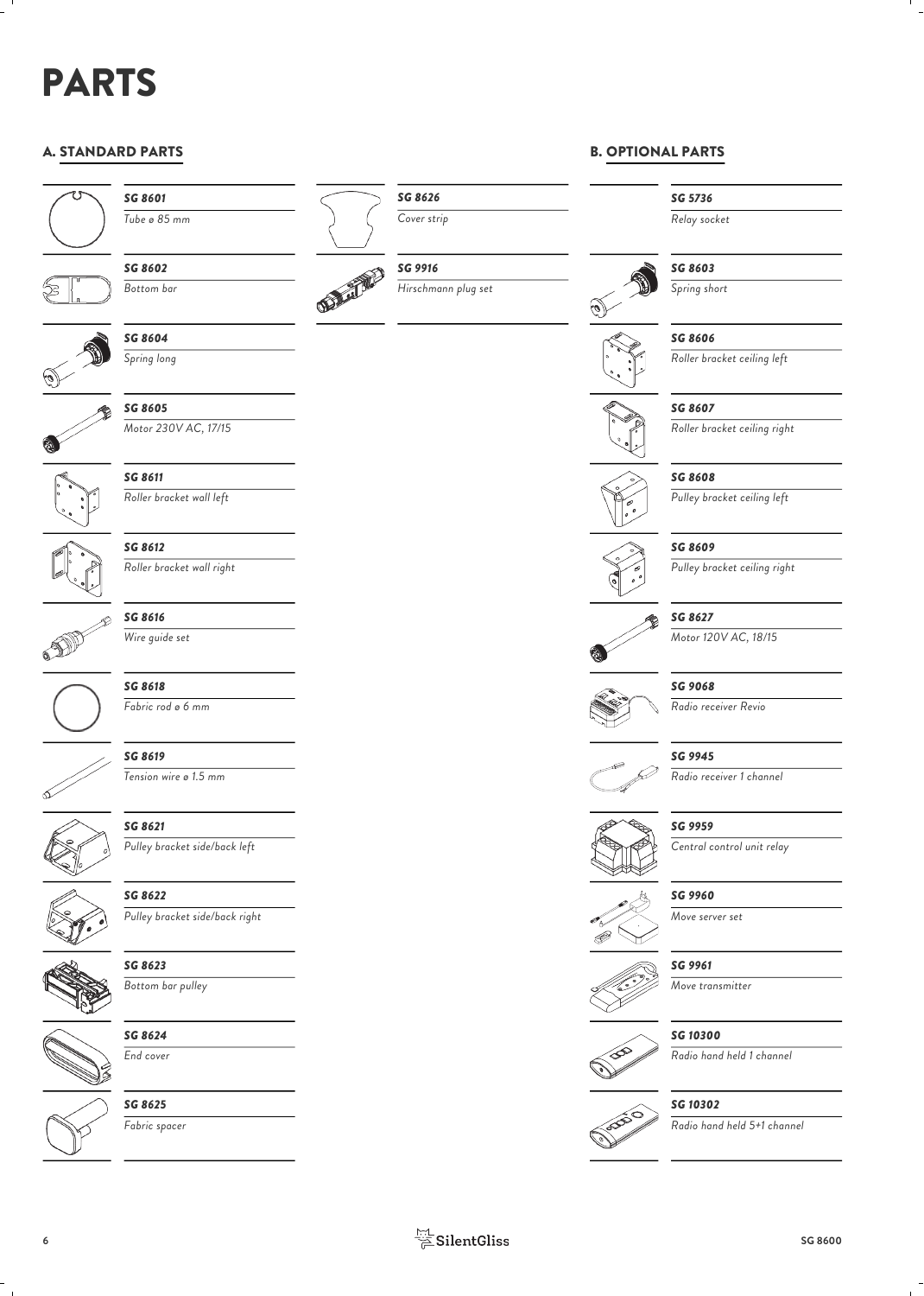# PARTS

## A. STANDARD PARTS

| Part no. | Description |
|---|---|
| *SG 8601* | *Tube ø 85 mm* |
| *SG 8602* | *Bottom bar* |
| *SG 8604* | *Spring long* |
| *SG 8605* | *Motor 230V AC, 17/15* |
| *SG 8611* | *Roller bracket wall left* |
| *SG 8612* | *Roller bracket wall right* |
| *SG 8616* | *Wire guide set* |
| *SG 8618* | *Fabric rod ø 6 mm* |
| *SG 8619* | *Tension wire ø 1.5 mm* |
| *SG 8621* | *Pulley bracket side/back left* |
| *SG 8622* | *Pulley bracket side/back right* |
| *SG 8623* | *Bottom bar pulley* |
| *SG 8624* | *End cover* |
| *SG 8625* | *Fabric spacer* |
| *SG 8626* | *Cover strip* |
| *SG 9916* | *Hirschmann plug set* |

## B. OPTIONAL PARTS

| Part no. | Description |
|---|---|
| *SG 5736* | *Relay socket* |
| *SG 8603* | *Spring short* |
| *SG 8606* | *Roller bracket ceiling left* |
| *SG 8607* | *Roller bracket ceiling right* |
| *SG 8608* | *Pulley bracket ceiling left* |
| *SG 8609* | *Pulley bracket ceiling right* |
| *SG 8627* | *Motor 120V AC, 18/15* |
| *SG 9068* | *Radio receiver Revio* |
| *SG 9945* | *Radio receiver 1 channel* |
| *SG 9959* | *Central control unit relay* |
| *SG 9960* | *Move server set* |
| *SG 9961* | *Move transmitter* |
| *SG 10300* | *Radio hand held 1 channel* |
| *SG 10302* | *Radio hand held 5+1 channel* |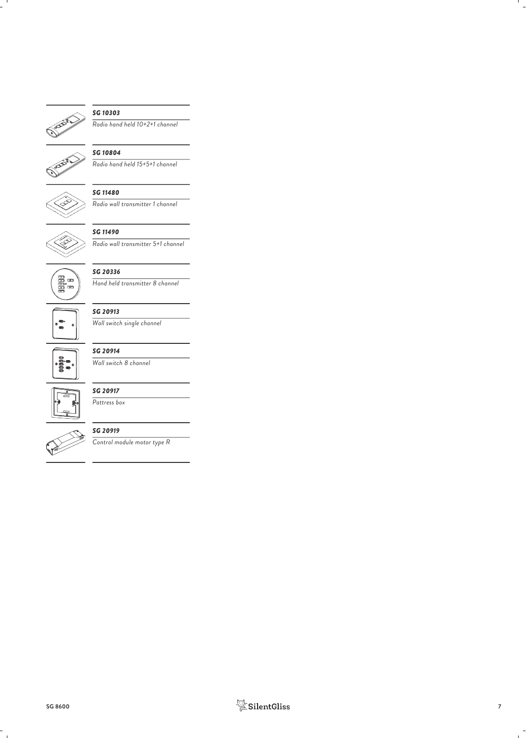***SG 10303***

*Radio hand held 10+2+1 channel*

***SG 10804***

*Radio hand held 15+5+1 channel*

***SG 11480***

*Radio wall transmitter 1 channel*

***SG 11490***

*Radio wall transmitter 5+1 channel*

***SG 20336***

*Hand held transmitter 8 channel*

***SG 20913***

*Wall switch single channel*

***SG 20914***

*Wall switch 8 channel*

***SG 20917***

*Pattress box*

***SG 20919***

*Control module motor type R*